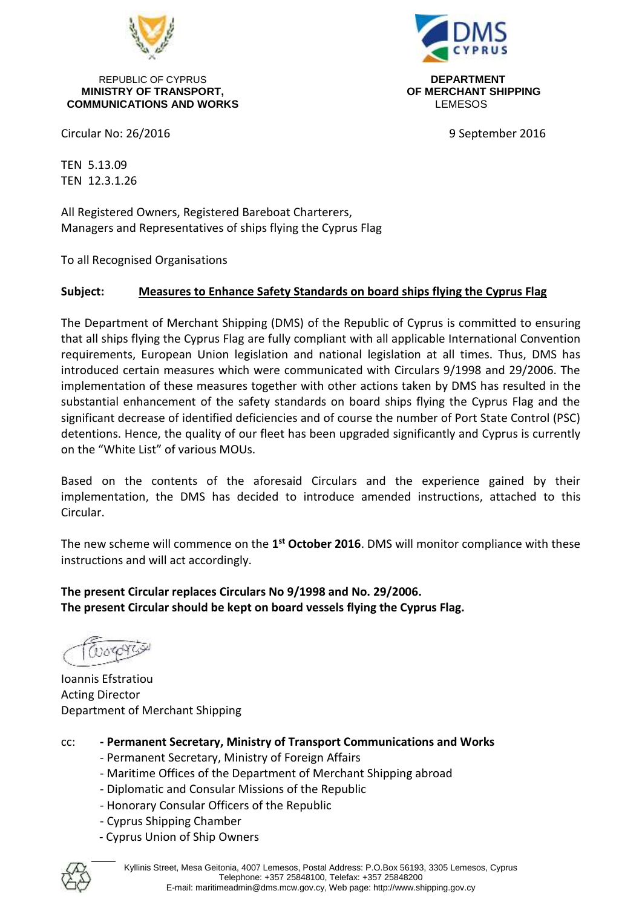REPUBLIC OF CYPRUS
**MINISTRY OF TRANSPORT, COMMUNICATIONS AND WORKS**

**DEPARTMENT OF MERCHANT SHIPPING**
LEMESOS

Circular No: 26/2016

9 September 2016

TEN 5.13.09
TEN 12.3.1.26

All Registered Owners, Registered Bareboat Charterers,
Managers and Representatives of ships flying the Cyprus Flag

To all Recognised Organisations

**Subject:** **Measures to Enhance Safety Standards on board ships flying the Cyprus Flag**

The Department of Merchant Shipping (DMS) of the Republic of Cyprus is committed to ensuring that all ships flying the Cyprus Flag are fully compliant with all applicable International Convention requirements, European Union legislation and national legislation at all times. Thus, DMS has introduced certain measures which were communicated with Circulars 9/1998 and 29/2006. The implementation of these measures together with other actions taken by DMS has resulted in the substantial enhancement of the safety standards on board ships flying the Cyprus Flag and the significant decrease of identified deficiencies and of course the number of Port State Control (PSC) detentions. Hence, the quality of our fleet has been upgraded significantly and Cyprus is currently on the "White List" of various MOUs.

Based on the contents of the aforesaid Circulars and the experience gained by their implementation, the DMS has decided to introduce amended instructions, attached to this Circular.

The new scheme will commence on the **1st October 2016**. DMS will monitor compliance with these instructions and will act accordingly.

**The present Circular replaces Circulars No 9/1998 and No. 29/2006.**
**The present Circular should be kept on board vessels flying the Cyprus Flag.**

Ioannis Efstratiou
Acting Director
Department of Merchant Shipping

cc: **- Permanent Secretary, Ministry of Transport Communications and Works**
- Permanent Secretary, Ministry of Foreign Affairs
- Maritime Offices of the Department of Merchant Shipping abroad
- Diplomatic and Consular Missions of the Republic
- Honorary Consular Officers of the Republic
- Cyprus Shipping Chamber
- Cyprus Union of Ship Owners

Kyllinis Street, Mesa Geitonia, 4007 Lemesos, Postal Address: P.O.Box 56193, 3305 Lemesos, Cyprus
Telephone: +357 25848100, Telefax: +357 25848200
E-mail: maritimeadmin@dms.mcw.gov.cy, Web page: http://www.shipping.gov.cy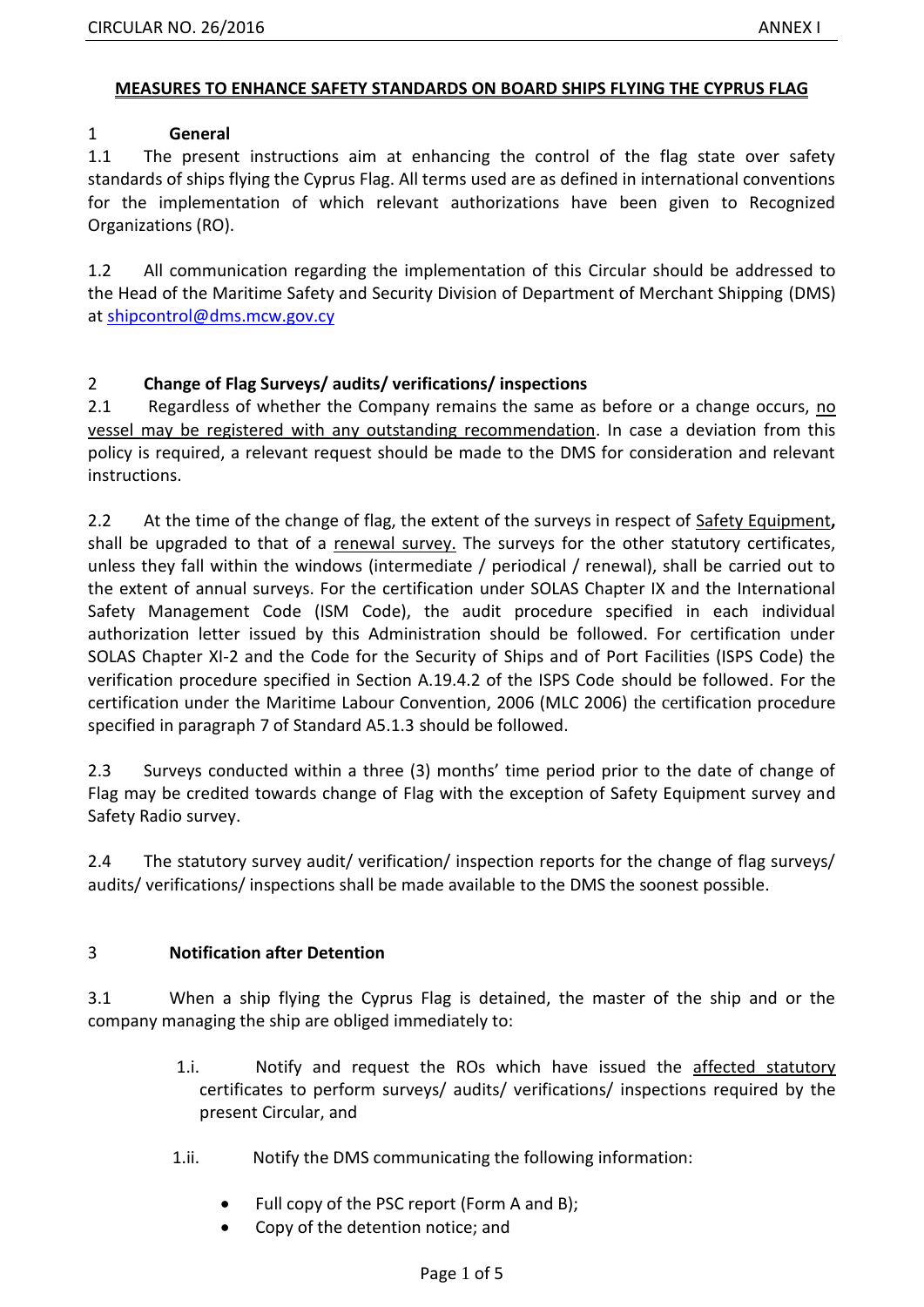## MEASURES TO ENHANCE SAFETY STANDARDS ON BOARD SHIPS FLYING THE CYPRUS FLAG

### 1 General

1.1 The present instructions aim at enhancing the control of the flag state over safety standards of ships flying the Cyprus Flag. All terms used are as defined in international conventions for the implementation of which relevant authorizations have been given to Recognized Organizations (RO).

1.2 All communication regarding the implementation of this Circular should be addressed to the Head of the Maritime Safety and Security Division of Department of Merchant Shipping (DMS) at shipcontrol@dms.mcw.gov.cy

### 2 Change of Flag Surveys/ audits/ verifications/ inspections

2.1 Regardless of whether the Company remains the same as before or a change occurs, no vessel may be registered with any outstanding recommendation. In case a deviation from this policy is required, a relevant request should be made to the DMS for consideration and relevant instructions.

2.2 At the time of the change of flag, the extent of the surveys in respect of Safety Equipment**,** shall be upgraded to that of a renewal survey. The surveys for the other statutory certificates, unless they fall within the windows (intermediate / periodical / renewal), shall be carried out to the extent of annual surveys. For the certification under SOLAS Chapter IX and the International Safety Management Code (ISM Code), the audit procedure specified in each individual authorization letter issued by this Administration should be followed. For certification under SOLAS Chapter XI-2 and the Code for the Security of Ships and of Port Facilities (ISPS Code) the verification procedure specified in Section A.19.4.2 of the ISPS Code should be followed. For the certification under the Maritime Labour Convention, 2006 (MLC 2006) the certification procedure specified in paragraph 7 of Standard A5.1.3 should be followed.

2.3 Surveys conducted within a three (3) months' time period prior to the date of change of Flag may be credited towards change of Flag with the exception of Safety Equipment survey and Safety Radio survey.

2.4 The statutory survey audit/ verification/ inspection reports for the change of flag surveys/ audits/ verifications/ inspections shall be made available to the DMS the soonest possible.

### 3 Notification after Detention

3.1 When a ship flying the Cyprus Flag is detained, the master of the ship and or the company managing the ship are obliged immediately to:

1.i. Notify and request the ROs which have issued the affected statutory certificates to perform surveys/ audits/ verifications/ inspections required by the present Circular, and

1.ii. Notify the DMS communicating the following information:

- Full copy of the PSC report (Form A and B);
- Copy of the detention notice; and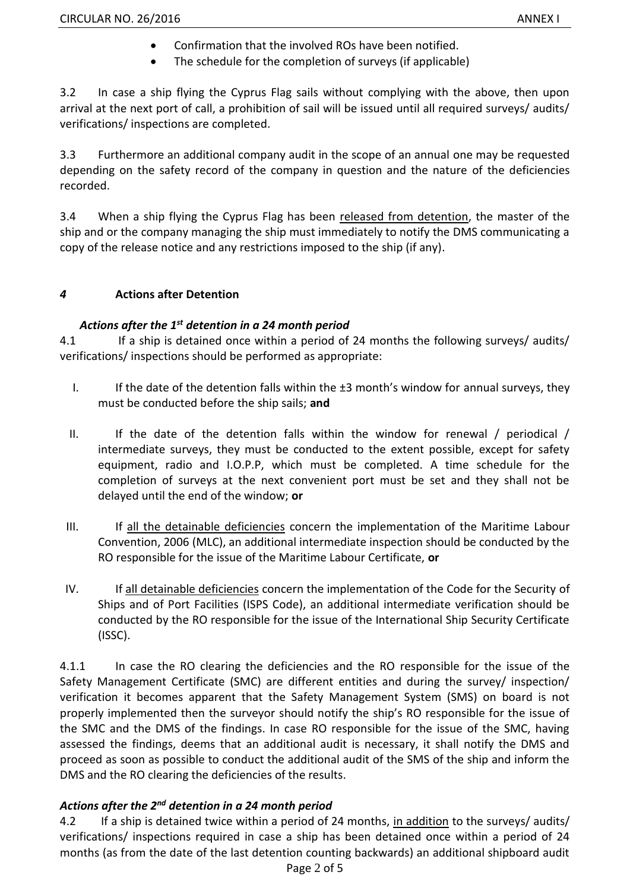- Confirmation that the involved ROs have been notified.
- The schedule for the completion of surveys (if applicable)

3.2 In case a ship flying the Cyprus Flag sails without complying with the above, then upon arrival at the next port of call, a prohibition of sail will be issued until all required surveys/ audits/ verifications/ inspections are completed.

3.3 Furthermore an additional company audit in the scope of an annual one may be requested depending on the safety record of the company in question and the nature of the deficiencies recorded.

3.4 When a ship flying the Cyprus Flag has been released from detention, the master of the ship and or the company managing the ship must immediately to notify the DMS communicating a copy of the release notice and any restrictions imposed to the ship (if any).

## *4* Actions after Detention

### *Actions after the 1st detention in a 24 month period*

4.1 If a ship is detained once within a period of 24 months the following surveys/ audits/ verifications/ inspections should be performed as appropriate:

I. If the date of the detention falls within the ±3 month's window for annual surveys, they must be conducted before the ship sails; **and**

II. If the date of the detention falls within the window for renewal / periodical / intermediate surveys, they must be conducted to the extent possible, except for safety equipment, radio and I.O.P.P, which must be completed. A time schedule for the completion of surveys at the next convenient port must be set and they shall not be delayed until the end of the window; **or**

III. If all the detainable deficiencies concern the implementation of the Maritime Labour Convention, 2006 (MLC), an additional intermediate inspection should be conducted by the RO responsible for the issue of the Maritime Labour Certificate, **or**

IV. If all detainable deficiencies concern the implementation of the Code for the Security of Ships and of Port Facilities (ISPS Code), an additional intermediate verification should be conducted by the RO responsible for the issue of the International Ship Security Certificate (ISSC).

4.1.1 In case the RO clearing the deficiencies and the RO responsible for the issue of the Safety Management Certificate (SMC) are different entities and during the survey/ inspection/ verification it becomes apparent that the Safety Management System (SMS) on board is not properly implemented then the surveyor should notify the ship's RO responsible for the issue of the SMC and the DMS of the findings. In case RO responsible for the issue of the SMC, having assessed the findings, deems that an additional audit is necessary, it shall notify the DMS and proceed as soon as possible to conduct the additional audit of the SMS of the ship and inform the DMS and the RO clearing the deficiencies of the results.

### *Actions after the 2nd detention in a 24 month period*

4.2 If a ship is detained twice within a period of 24 months, in addition to the surveys/ audits/ verifications/ inspections required in case a ship has been detained once within a period of 24 months (as from the date of the last detention counting backwards) an additional shipboard audit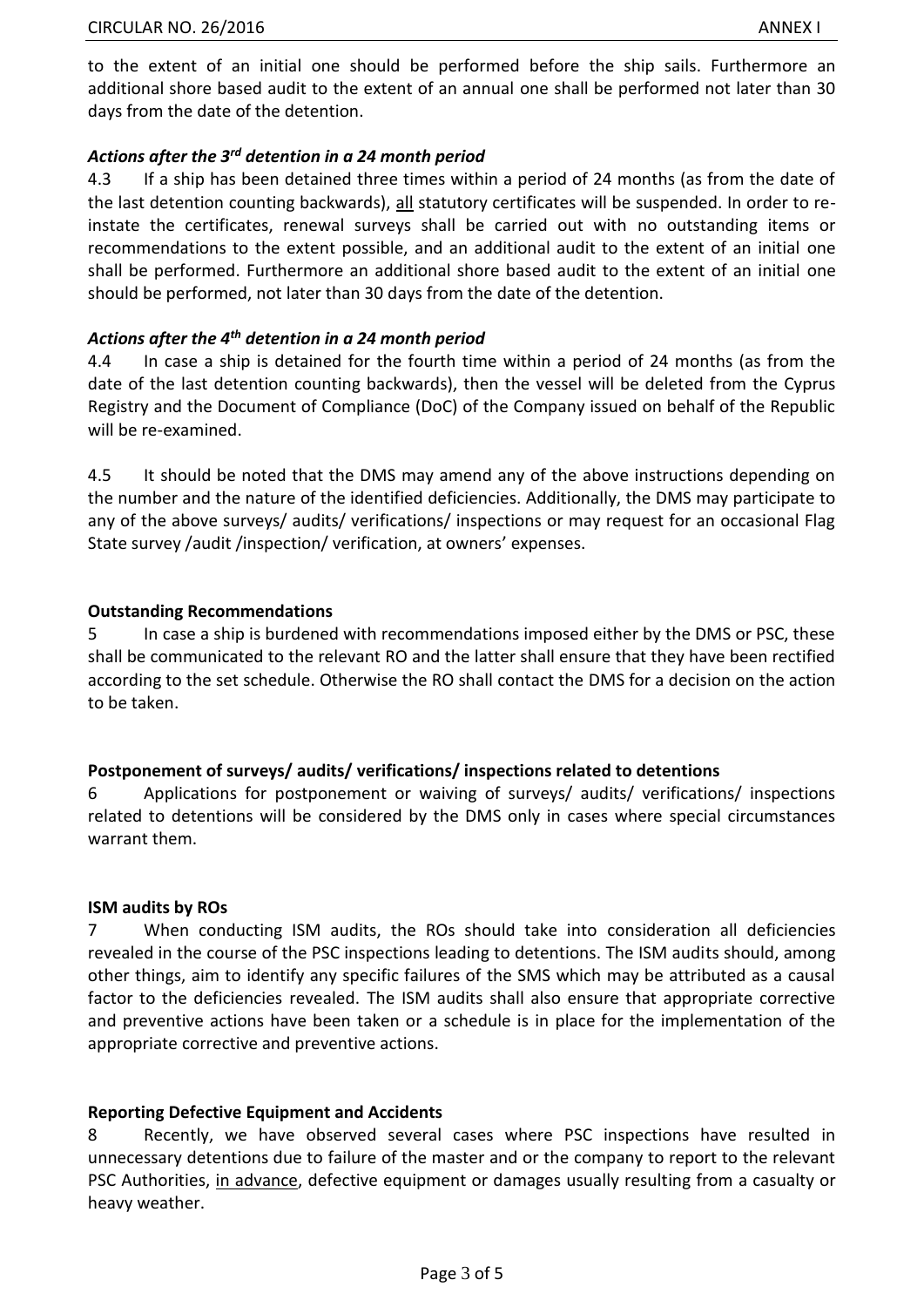to the extent of an initial one should be performed before the ship sails. Furthermore an additional shore based audit to the extent of an annual one shall be performed not later than 30 days from the date of the detention.

### *Actions after the 3rd detention in a 24 month period*

4.3 If a ship has been detained three times within a period of 24 months (as from the date of the last detention counting backwards), all statutory certificates will be suspended. In order to re-instate the certificates, renewal surveys shall be carried out with no outstanding items or recommendations to the extent possible, and an additional audit to the extent of an initial one shall be performed. Furthermore an additional shore based audit to the extent of an initial one should be performed, not later than 30 days from the date of the detention.

### *Actions after the 4th detention in a 24 month period*

4.4 In case a ship is detained for the fourth time within a period of 24 months (as from the date of the last detention counting backwards), then the vessel will be deleted from the Cyprus Registry and the Document of Compliance (DoC) of the Company issued on behalf of the Republic will be re-examined.

4.5 It should be noted that the DMS may amend any of the above instructions depending on the number and the nature of the identified deficiencies. Additionally, the DMS may participate to any of the above surveys/ audits/ verifications/ inspections or may request for an occasional Flag State survey /audit /inspection/ verification, at owners' expenses.

### **Outstanding Recommendations**

5 In case a ship is burdened with recommendations imposed either by the DMS or PSC, these shall be communicated to the relevant RO and the latter shall ensure that they have been rectified according to the set schedule. Otherwise the RO shall contact the DMS for a decision on the action to be taken.

### **Postponement of surveys/ audits/ verifications/ inspections related to detentions**

6 Applications for postponement or waiving of surveys/ audits/ verifications/ inspections related to detentions will be considered by the DMS only in cases where special circumstances warrant them.

### **ISM audits by ROs**

7 When conducting ISM audits, the ROs should take into consideration all deficiencies revealed in the course of the PSC inspections leading to detentions. The ISM audits should, among other things, aim to identify any specific failures of the SMS which may be attributed as a causal factor to the deficiencies revealed. The ISM audits shall also ensure that appropriate corrective and preventive actions have been taken or a schedule is in place for the implementation of the appropriate corrective and preventive actions.

### **Reporting Defective Equipment and Accidents**

8 Recently, we have observed several cases where PSC inspections have resulted in unnecessary detentions due to failure of the master and or the company to report to the relevant PSC Authorities, in advance, defective equipment or damages usually resulting from a casualty or heavy weather.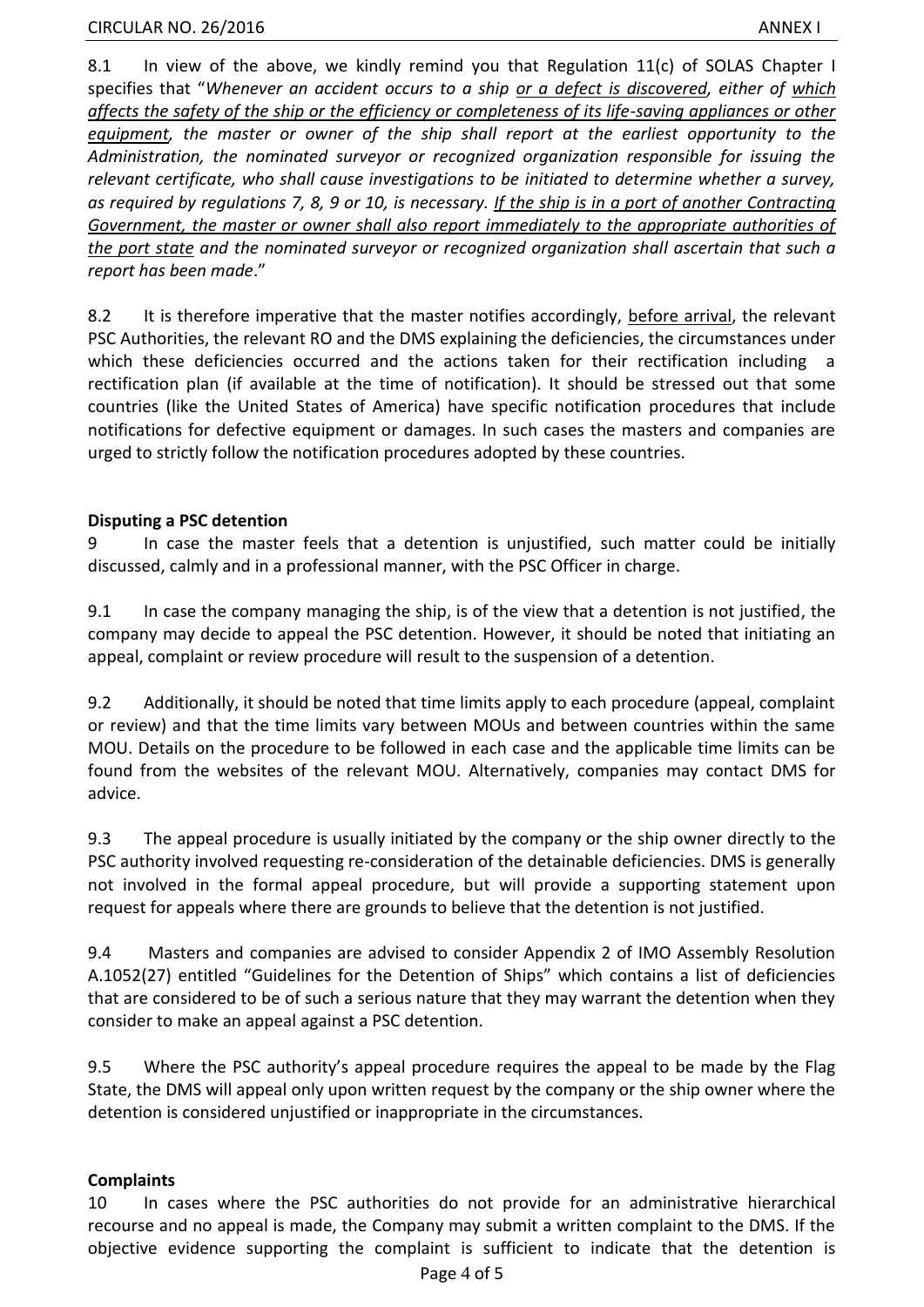8.1 In view of the above, we kindly remind you that Regulation 11(c) of SOLAS Chapter I specifies that "*Whenever an accident occurs to a ship or a defect is discovered, either of which affects the safety of the ship or the efficiency or completeness of its life-saving appliances or other equipment, the master or owner of the ship shall report at the earliest opportunity to the Administration, the nominated surveyor or recognized organization responsible for issuing the relevant certificate, who shall cause investigations to be initiated to determine whether a survey, as required by regulations 7, 8, 9 or 10, is necessary. If the ship is in a port of another Contracting Government, the master or owner shall also report immediately to the appropriate authorities of the port state and the nominated surveyor or recognized organization shall ascertain that such a report has been made*."

8.2 It is therefore imperative that the master notifies accordingly, before arrival, the relevant PSC Authorities, the relevant RO and the DMS explaining the deficiencies, the circumstances under which these deficiencies occurred and the actions taken for their rectification including a rectification plan (if available at the time of notification). It should be stressed out that some countries (like the United States of America) have specific notification procedures that include notifications for defective equipment or damages. In such cases the masters and companies are urged to strictly follow the notification procedures adopted by these countries.

**Disputing a PSC detention**

9 In case the master feels that a detention is unjustified, such matter could be initially discussed, calmly and in a professional manner, with the PSC Officer in charge.

9.1 In case the company managing the ship, is of the view that a detention is not justified, the company may decide to appeal the PSC detention. However, it should be noted that initiating an appeal, complaint or review procedure will result to the suspension of a detention.

9.2 Additionally, it should be noted that time limits apply to each procedure (appeal, complaint or review) and that the time limits vary between MOUs and between countries within the same MOU. Details on the procedure to be followed in each case and the applicable time limits can be found from the websites of the relevant MOU. Alternatively, companies may contact DMS for advice.

9.3 The appeal procedure is usually initiated by the company or the ship owner directly to the PSC authority involved requesting re-consideration of the detainable deficiencies. DMS is generally not involved in the formal appeal procedure, but will provide a supporting statement upon request for appeals where there are grounds to believe that the detention is not justified.

9.4 Masters and companies are advised to consider Appendix 2 of IMO Assembly Resolution A.1052(27) entitled "Guidelines for the Detention of Ships" which contains a list of deficiencies that are considered to be of such a serious nature that they may warrant the detention when they consider to make an appeal against a PSC detention.

9.5 Where the PSC authority's appeal procedure requires the appeal to be made by the Flag State, the DMS will appeal only upon written request by the company or the ship owner where the detention is considered unjustified or inappropriate in the circumstances.

**Complaints**

10 In cases where the PSC authorities do not provide for an administrative hierarchical recourse and no appeal is made, the Company may submit a written complaint to the DMS. If the objective evidence supporting the complaint is sufficient to indicate that the detention is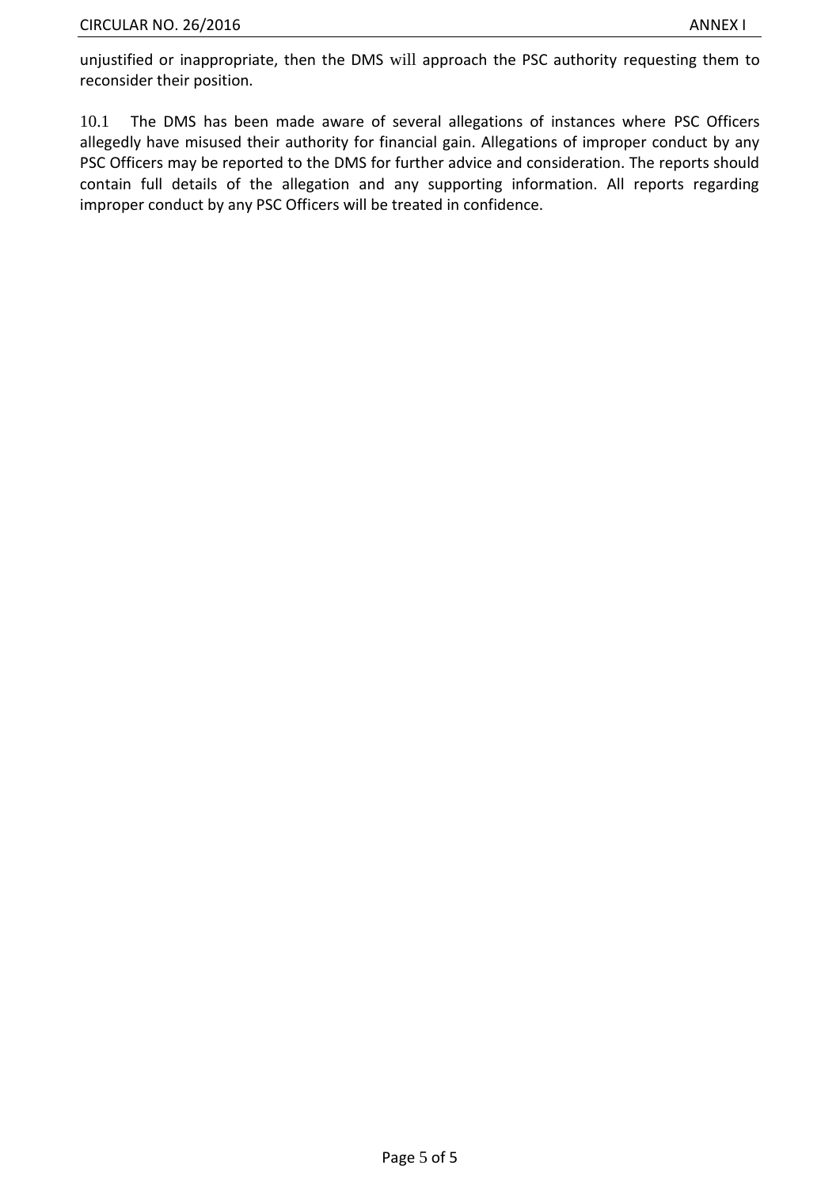unjustified or inappropriate, then the DMS will approach the PSC authority requesting them to reconsider their position.

10.1 The DMS has been made aware of several allegations of instances where PSC Officers allegedly have misused their authority for financial gain. Allegations of improper conduct by any PSC Officers may be reported to the DMS for further advice and consideration. The reports should contain full details of the allegation and any supporting information. All reports regarding improper conduct by any PSC Officers will be treated in confidence.